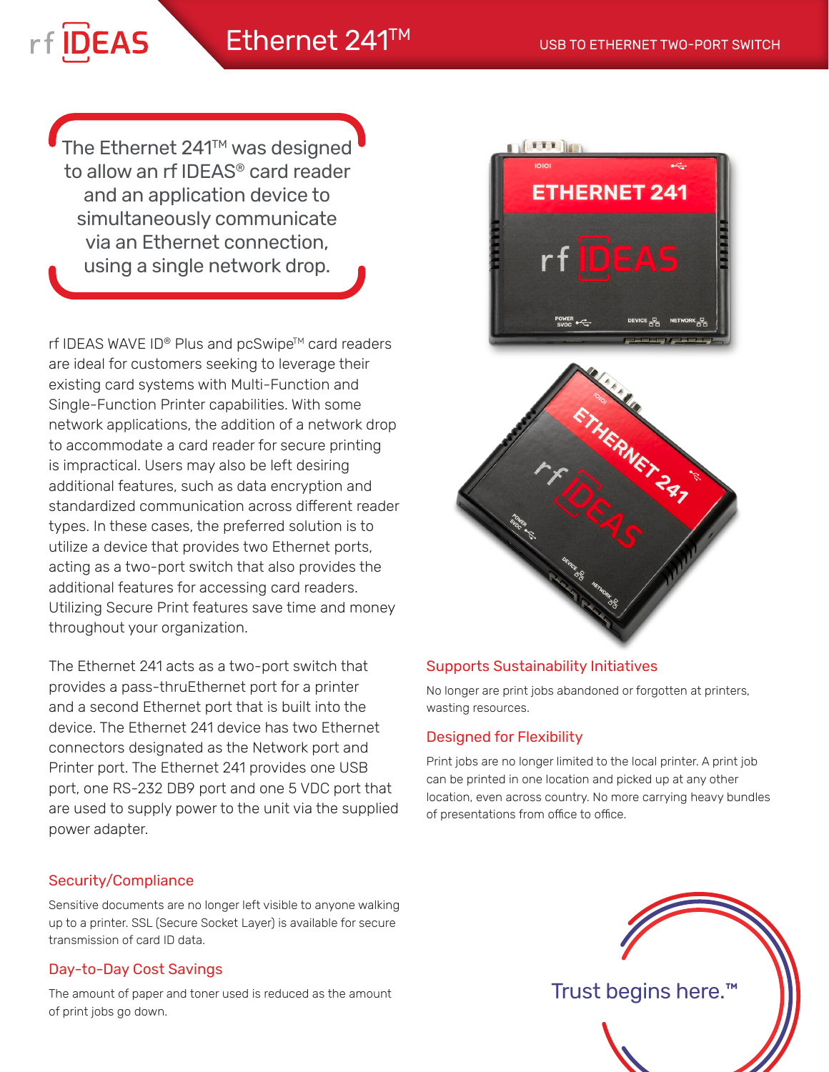# Ethernet 241™

USB TO ETHERNET TWO-PORT SWITCH

The Ethernet 241™ was designed to allow an rf IDEAS® card reader and an application device to simultaneously communicate via an Ethernet connection, using a single network drop.

rf IDEAS WAVE ID® Plus and pcSwipe™ card readers are ideal for customers seeking to leverage their existing card systems with Multi-Function and Single-Function Printer capabilities. With some network applications, the addition of a network drop to accommodate a card reader for secure printing is impractical. Users may also be left desiring additional features, such as data encryption and standardized communication across different reader types. In these cases, the preferred solution is to utilize a device that provides two Ethernet ports, acting as a two-port switch that also provides the additional features for accessing card readers. Utilizing Secure Print features save time and money throughout your organization.

The Ethernet 241 acts as a two-port switch that provides a pass-thruEthernet port for a printer and a second Ethernet port that is built into the device. The Ethernet 241 device has two Ethernet connectors designated as the Network port and Printer port. The Ethernet 241 provides one USB port, one RS-232 DB9 port and one 5 VDC port that are used to supply power to the unit via the supplied power adapter.

### Security/Compliance

Sensitive documents are no longer left visible to anyone walking up to a printer. SSL (Secure Socket Layer) is available for secure transmission of card ID data.

### Day-to-Day Cost Savings

The amount of paper and toner used is reduced as the amount of print jobs go down.

### Supports Sustainability Initiatives

No longer are print jobs abandoned or forgotten at printers, wasting resources.

### Designed for Flexibility

Print jobs are no longer limited to the local printer. A print job can be printed in one location and picked up at any other location, even across country. No more carrying heavy bundles of presentations from office to office.

Trust begins here.™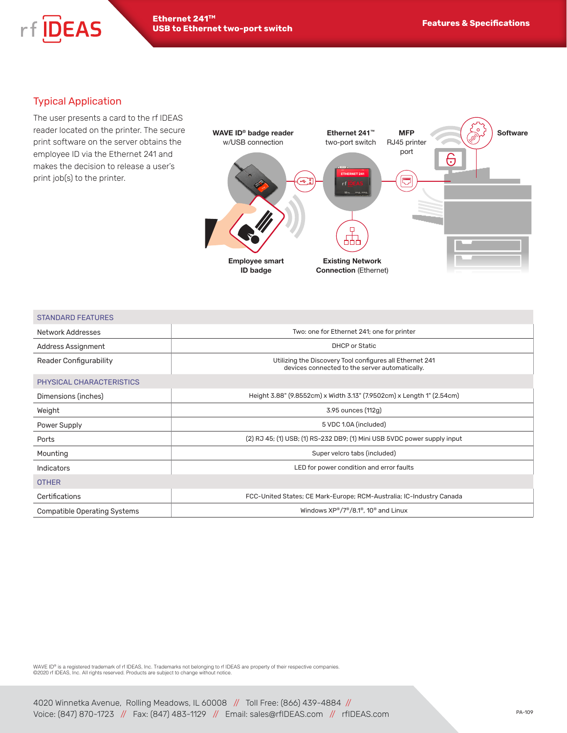## Typical Application

The user presents a card to the rf IDEAS reader located on the printer. The secure print software on the server obtains the employee ID via the Ethernet 241 and makes the decision to release a user's print job(s) to the printer.

WAVE ID® badge reader w/USB connection

Ethernet 241™ two-port switch

MFP RJ45 printer port

Software

Employee smart ID badge

Existing Network Connection (Ethernet)

| | |
|---|---|
| **STANDARD FEATURES** | |
| Network Addresses | Two: one for Ethernet 241; one for printer |
| Address Assignment | DHCP or Static |
| Reader Configurability | Utilizing the Discovery Tool configures all Ethernet 241 devices connected to the server automatically. |
| **PHYSICAL CHARACTERISTICS** | |
| Dimensions (inches) | Height 3.88" (9.8552cm) x Width 3.13" (7.9502cm) x Length 1" (2.54cm) |
| Weight | 3.95 ounces (112g) |
| Power Supply | 5 VDC 1.0A (included) |
| Ports | (2) RJ 45; (1) USB; (1) RS-232 DB9; (1) Mini USB 5VDC power supply input |
| Mounting | Super velcro tabs (included) |
| Indicators | LED for power condition and error faults |
| **OTHER** | |
| Certifications | FCC-United States; CE Mark-Europe; RCM-Australia; IC-Industry Canada |
| Compatible Operating Systems | Windows XP®/7®/8.1®, 10® and Linux |

WAVE ID® is a registered trademark of rf IDEAS, Inc. Trademarks not belonging to rf IDEAS are property of their respective companies.
©2020 rf IDEAS, Inc. All rights reserved. Products are subject to change without notice.

4020 Winnetka Avenue, Rolling Meadows, IL 60008 // Toll Free: (866) 439-4884 //
Voice: (847) 870-1723 // Fax: (847) 483-1129 // Email: sales@rfIDEAS.com // rfIDEAS.com

PA-109